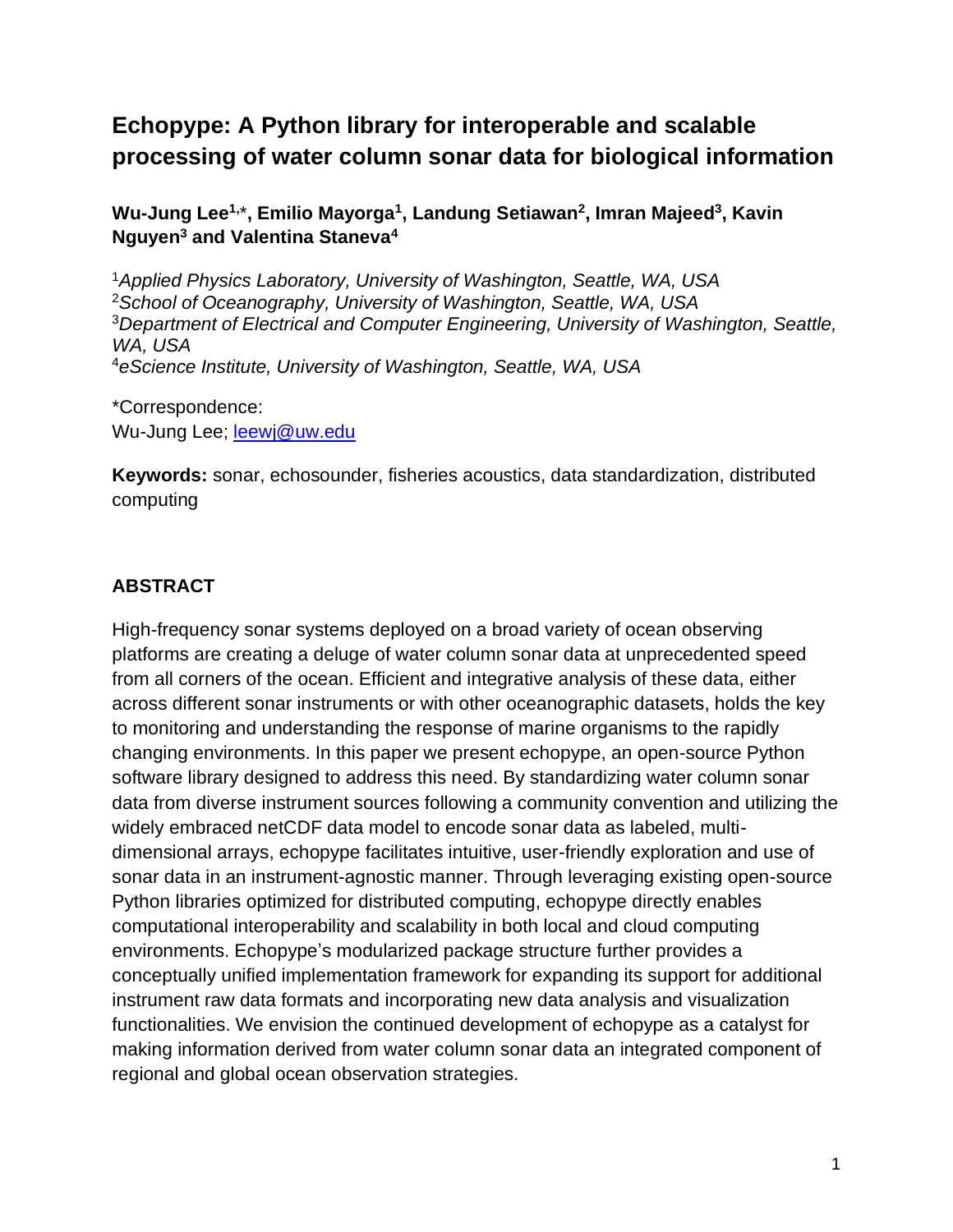# Echopype: A Python library for interoperable and scalable processing of water column sonar data for biological information

**Wu-Jung Lee[1,*], Emilio Mayorga[1], Landung Setiawan[2], Imran Majeed[3], Kavin Nguyen[3] and Valentina Staneva[4]**

[1]*Applied Physics Laboratory, University of Washington, Seattle, WA, USA*
[2]*School of Oceanography, University of Washington, Seattle, WA, USA*
[3]*Department of Electrical and Computer Engineering, University of Washington, Seattle, WA, USA*
[4]*eScience Institute, University of Washington, Seattle, WA, USA*

*Correspondence:
Wu-Jung Lee; leewj@uw.edu

**Keywords:** sonar, echosounder, fisheries acoustics, data standardization, distributed computing

## ABSTRACT

High-frequency sonar systems deployed on a broad variety of ocean observing platforms are creating a deluge of water column sonar data at unprecedented speed from all corners of the ocean. Efficient and integrative analysis of these data, either across different sonar instruments or with other oceanographic datasets, holds the key to monitoring and understanding the response of marine organisms to the rapidly changing environments. In this paper we present echopype, an open-source Python software library designed to address this need. By standardizing water column sonar data from diverse instrument sources following a community convention and utilizing the widely embraced netCDF data model to encode sonar data as labeled, multi-dimensional arrays, echopype facilitates intuitive, user-friendly exploration and use of sonar data in an instrument-agnostic manner. Through leveraging existing open-source Python libraries optimized for distributed computing, echopype directly enables computational interoperability and scalability in both local and cloud computing environments. Echopype's modularized package structure further provides a conceptually unified implementation framework for expanding its support for additional instrument raw data formats and incorporating new data analysis and visualization functionalities. We envision the continued development of echopype as a catalyst for making information derived from water column sonar data an integrated component of regional and global ocean observation strategies.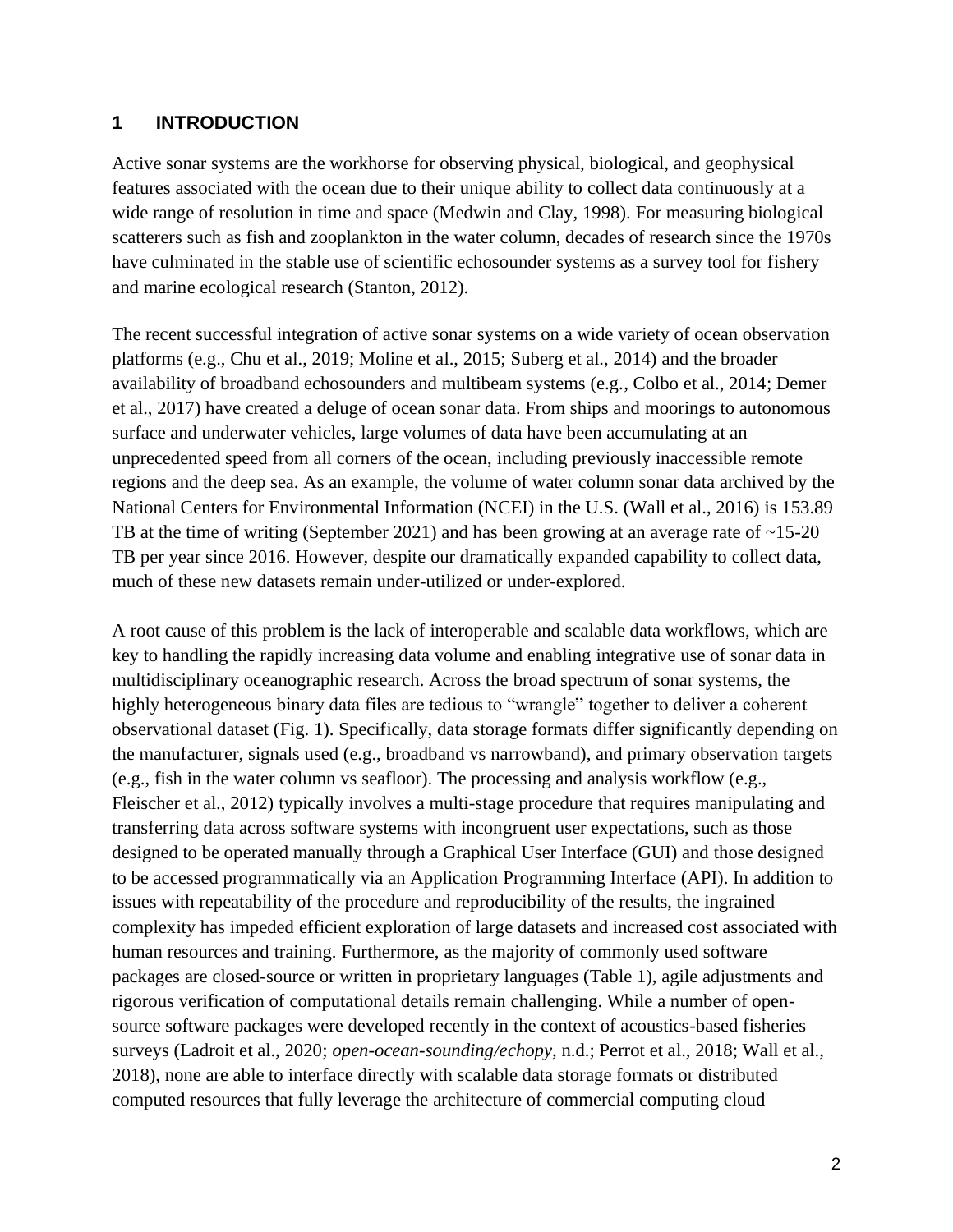## 1 INTRODUCTION

Active sonar systems are the workhorse for observing physical, biological, and geophysical features associated with the ocean due to their unique ability to collect data continuously at a wide range of resolution in time and space (Medwin and Clay, 1998). For measuring biological scatterers such as fish and zooplankton in the water column, decades of research since the 1970s have culminated in the stable use of scientific echosounder systems as a survey tool for fishery and marine ecological research (Stanton, 2012).

The recent successful integration of active sonar systems on a wide variety of ocean observation platforms (e.g., Chu et al., 2019; Moline et al., 2015; Suberg et al., 2014) and the broader availability of broadband echosounders and multibeam systems (e.g., Colbo et al., 2014; Demer et al., 2017) have created a deluge of ocean sonar data. From ships and moorings to autonomous surface and underwater vehicles, large volumes of data have been accumulating at an unprecedented speed from all corners of the ocean, including previously inaccessible remote regions and the deep sea. As an example, the volume of water column sonar data archived by the National Centers for Environmental Information (NCEI) in the U.S. (Wall et al., 2016) is 153.89 TB at the time of writing (September 2021) and has been growing at an average rate of ~15-20 TB per year since 2016. However, despite our dramatically expanded capability to collect data, much of these new datasets remain under-utilized or under-explored.

A root cause of this problem is the lack of interoperable and scalable data workflows, which are key to handling the rapidly increasing data volume and enabling integrative use of sonar data in multidisciplinary oceanographic research. Across the broad spectrum of sonar systems, the highly heterogeneous binary data files are tedious to "wrangle" together to deliver a coherent observational dataset (Fig. 1). Specifically, data storage formats differ significantly depending on the manufacturer, signals used (e.g., broadband vs narrowband), and primary observation targets (e.g., fish in the water column vs seafloor). The processing and analysis workflow (e.g., Fleischer et al., 2012) typically involves a multi-stage procedure that requires manipulating and transferring data across software systems with incongruent user expectations, such as those designed to be operated manually through a Graphical User Interface (GUI) and those designed to be accessed programmatically via an Application Programming Interface (API). In addition to issues with repeatability of the procedure and reproducibility of the results, the ingrained complexity has impeded efficient exploration of large datasets and increased cost associated with human resources and training. Furthermore, as the majority of commonly used software packages are closed-source or written in proprietary languages (Table 1), agile adjustments and rigorous verification of computational details remain challenging. While a number of open-source software packages were developed recently in the context of acoustics-based fisheries surveys (Ladroit et al., 2020; *open-ocean-sounding/echopy*, n.d.; Perrot et al., 2018; Wall et al., 2018), none are able to interface directly with scalable data storage formats or distributed computed resources that fully leverage the architecture of commercial computing cloud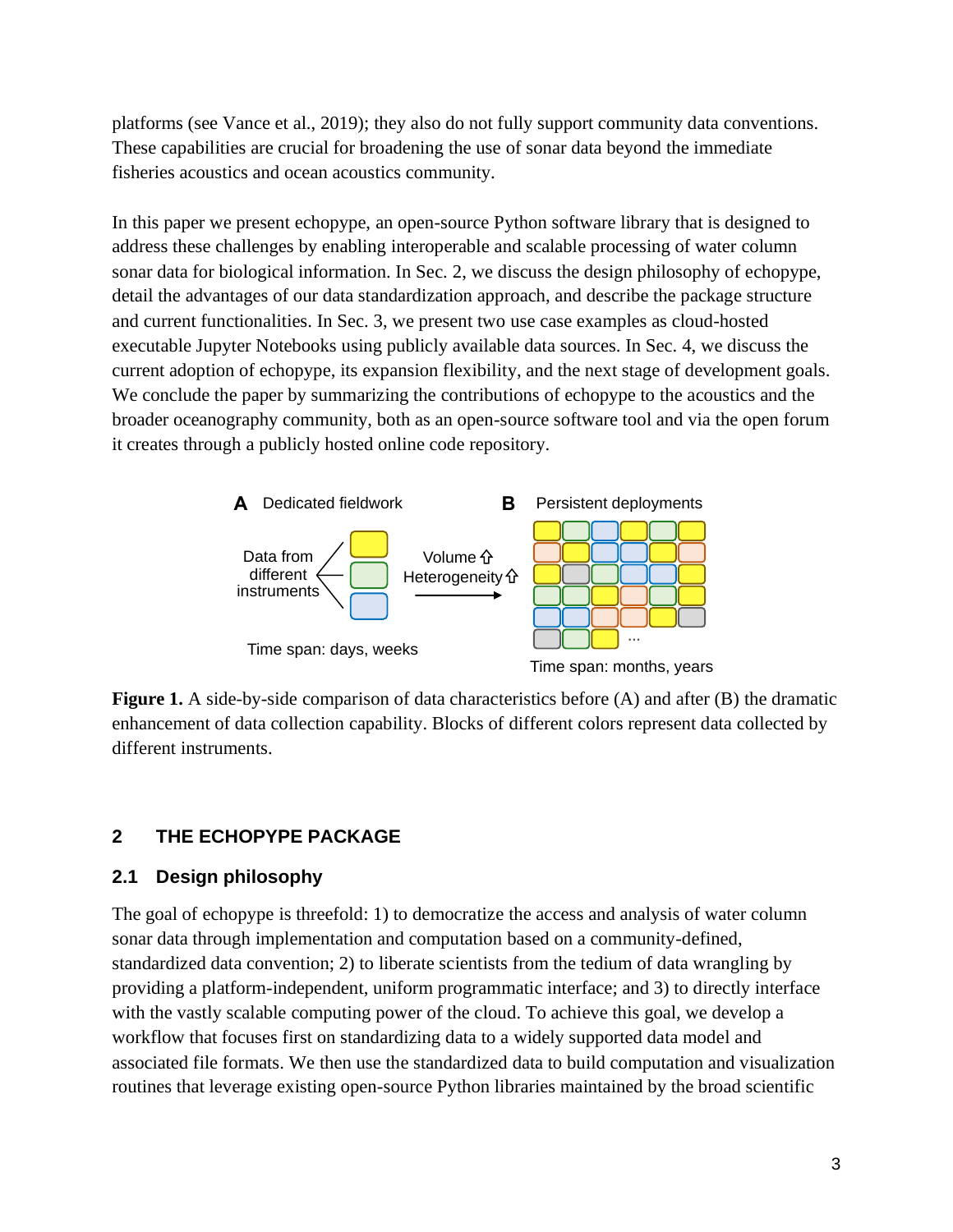platforms (see Vance et al., 2019); they also do not fully support community data conventions. These capabilities are crucial for broadening the use of sonar data beyond the immediate fisheries acoustics and ocean acoustics community.

In this paper we present echopype, an open-source Python software library that is designed to address these challenges by enabling interoperable and scalable processing of water column sonar data for biological information. In Sec. 2, we discuss the design philosophy of echopype, detail the advantages of our data standardization approach, and describe the package structure and current functionalities. In Sec. 3, we present two use case examples as cloud-hosted executable Jupyter Notebooks using publicly available data sources. In Sec. 4, we discuss the current adoption of echopype, its expansion flexibility, and the next stage of development goals. We conclude the paper by summarizing the contributions of echopype to the acoustics and the broader oceanography community, both as an open-source software tool and via the open forum it creates through a publicly hosted online code repository.

**Figure 1.** A side-by-side comparison of data characteristics before (A) and after (B) the dramatic enhancement of data collection capability. Blocks of different colors represent data collected by different instruments.

## 2 THE ECHOPYPE PACKAGE

### 2.1 Design philosophy

The goal of echopype is threefold: 1) to democratize the access and analysis of water column sonar data through implementation and computation based on a community-defined, standardized data convention; 2) to liberate scientists from the tedium of data wrangling by providing a platform-independent, uniform programmatic interface; and 3) to directly interface with the vastly scalable computing power of the cloud. To achieve this goal, we develop a workflow that focuses first on standardizing data to a widely supported data model and associated file formats. We then use the standardized data to build computation and visualization routines that leverage existing open-source Python libraries maintained by the broad scientific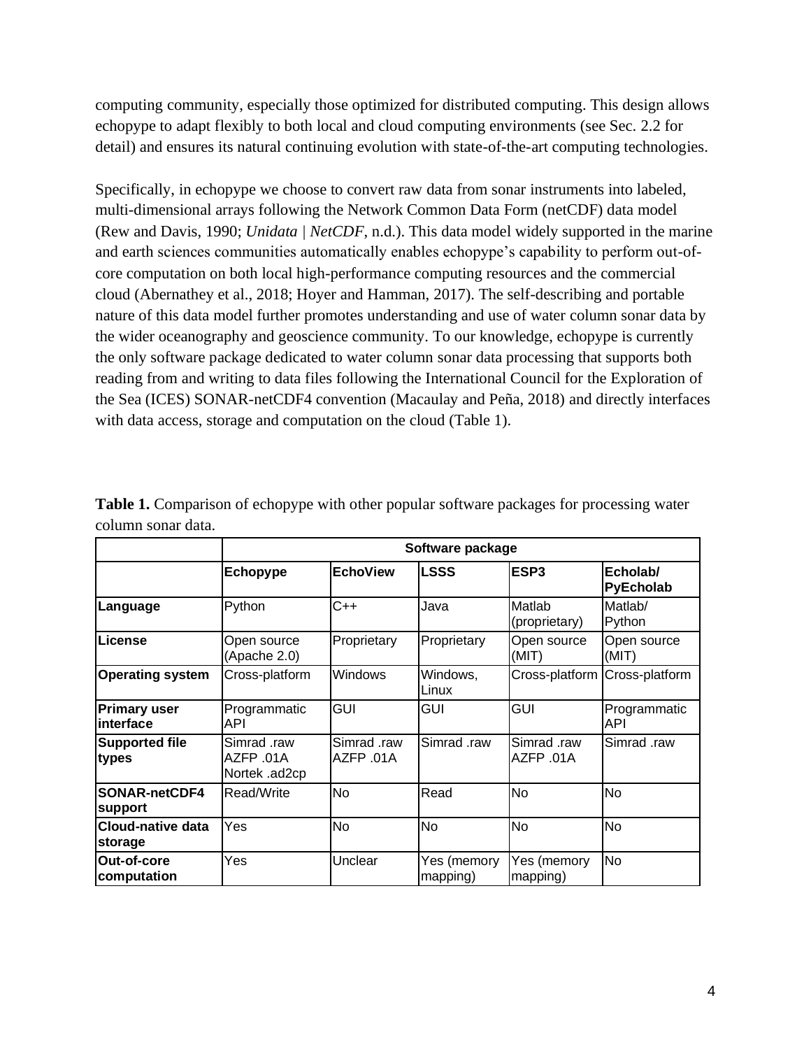computing community, especially those optimized for distributed computing. This design allows echopype to adapt flexibly to both local and cloud computing environments (see Sec. 2.2 for detail) and ensures its natural continuing evolution with state-of-the-art computing technologies.

Specifically, in echopype we choose to convert raw data from sonar instruments into labeled, multi-dimensional arrays following the Network Common Data Form (netCDF) data model (Rew and Davis, 1990; *Unidata | NetCDF*, n.d.). This data model widely supported in the marine and earth sciences communities automatically enables echopype's capability to perform out-of-core computation on both local high-performance computing resources and the commercial cloud (Abernathey et al., 2018; Hoyer and Hamman, 2017). The self-describing and portable nature of this data model further promotes understanding and use of water column sonar data by the wider oceanography and geoscience community. To our knowledge, echopype is currently the only software package dedicated to water column sonar data processing that supports both reading from and writing to data files following the International Council for the Exploration of the Sea (ICES) SONAR-netCDF4 convention (Macaulay and Peña, 2018) and directly interfaces with data access, storage and computation on the cloud (Table 1).

**Table 1.** Comparison of echopype with other popular software packages for processing water column sonar data.

| | **Software package** | | | | |
|---|---|---|---|---|---|
| | **Echopype** | **EchoView** | **LSSS** | **ESP3** | **Echolab/ PyEcholab** |
| **Language** | Python | C++ | Java | Matlab (proprietary) | Matlab/ Python |
| **License** | Open source (Apache 2.0) | Proprietary | Proprietary | Open source (MIT) | Open source (MIT) |
| **Operating system** | Cross-platform | Windows | Windows, Linux | Cross-platform | Cross-platform |
| **Primary user interface** | Programmatic API | GUI | GUI | GUI | Programmatic API |
| **Supported file types** | Simrad .raw AZFP .01A Nortek .ad2cp | Simrad .raw AZFP .01A | Simrad .raw | Simrad .raw AZFP .01A | Simrad .raw |
| **SONAR-netCDF4 support** | Read/Write | No | Read | No | No |
| **Cloud-native data storage** | Yes | No | No | No | No |
| **Out-of-core computation** | Yes | Unclear | Yes (memory mapping) | Yes (memory mapping) | No |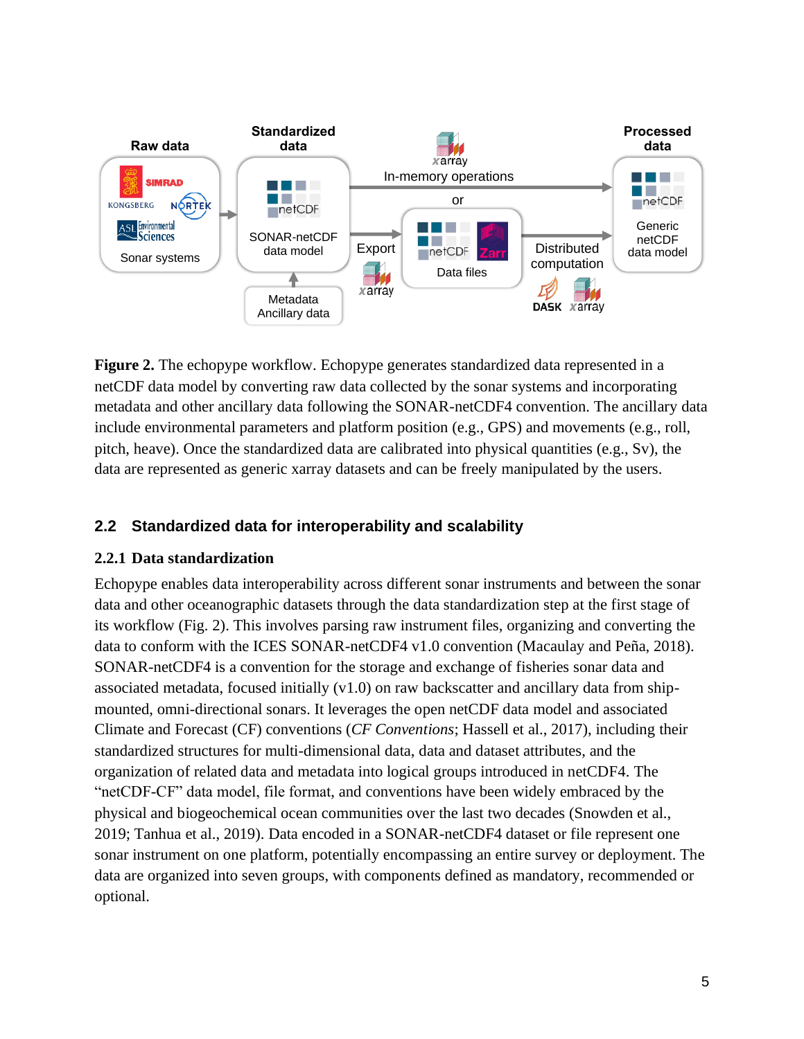**Figure 2.** The echopype workflow. Echopype generates standardized data represented in a netCDF data model by converting raw data collected by the sonar systems and incorporating metadata and other ancillary data following the SONAR-netCDF4 convention. The ancillary data include environmental parameters and platform position (e.g., GPS) and movements (e.g., roll, pitch, heave). Once the standardized data are calibrated into physical quantities (e.g., Sv), the data are represented as generic xarray datasets and can be freely manipulated by the users.

## 2.2 Standardized data for interoperability and scalability

### 2.2.1 Data standardization

Echopype enables data interoperability across different sonar instruments and between the sonar data and other oceanographic datasets through the data standardization step at the first stage of its workflow (Fig. 2). This involves parsing raw instrument files, organizing and converting the data to conform with the ICES SONAR-netCDF4 v1.0 convention (Macaulay and Peña, 2018). SONAR-netCDF4 is a convention for the storage and exchange of fisheries sonar data and associated metadata, focused initially (v1.0) on raw backscatter and ancillary data from ship-mounted, omni-directional sonars. It leverages the open netCDF data model and associated Climate and Forecast (CF) conventions (*CF Conventions*; Hassell et al., 2017), including their standardized structures for multi-dimensional data, data and dataset attributes, and the organization of related data and metadata into logical groups introduced in netCDF4. The "netCDF-CF" data model, file format, and conventions have been widely embraced by the physical and biogeochemical ocean communities over the last two decades (Snowden et al., 2019; Tanhua et al., 2019). Data encoded in a SONAR-netCDF4 dataset or file represent one sonar instrument on one platform, potentially encompassing an entire survey or deployment. The data are organized into seven groups, with components defined as mandatory, recommended or optional.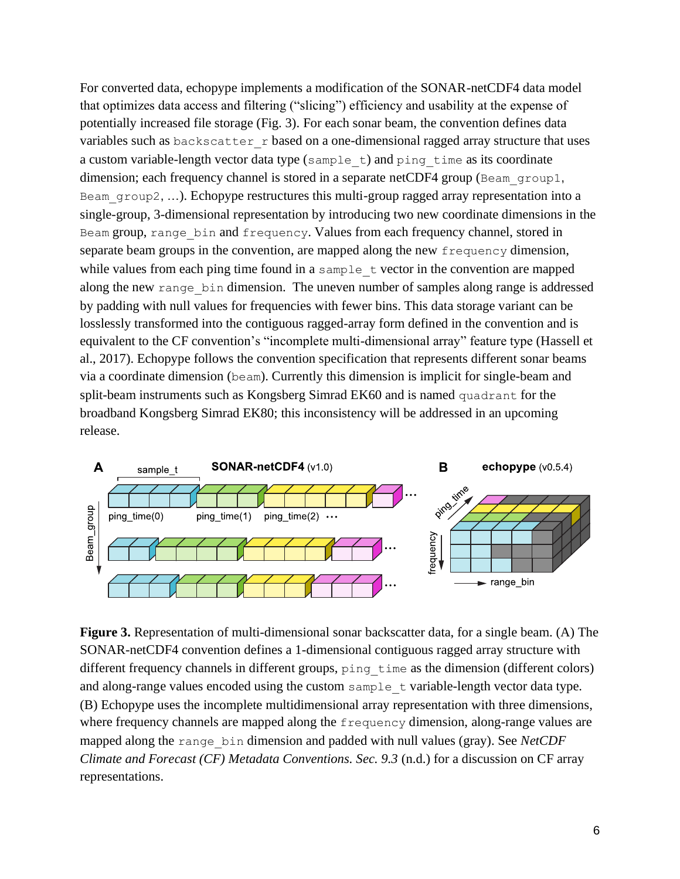For converted data, echopype implements a modification of the SONAR-netCDF4 data model that optimizes data access and filtering ("slicing") efficiency and usability at the expense of potentially increased file storage (Fig. 3). For each sonar beam, the convention defines data variables such as `backscatter_r` based on a one-dimensional ragged array structure that uses a custom variable-length vector data type (`sample_t`) and `ping_time` as its coordinate dimension; each frequency channel is stored in a separate netCDF4 group (`Beam_group1`, `Beam_group2`, …). Echopype restructures this multi-group ragged array representation into a single-group, 3-dimensional representation by introducing two new coordinate dimensions in the `Beam` group, `range_bin` and `frequency`. Values from each frequency channel, stored in separate beam groups in the convention, are mapped along the new `frequency` dimension, while values from each ping time found in a `sample_t` vector in the convention are mapped along the new `range_bin` dimension. The uneven number of samples along range is addressed by padding with null values for frequencies with fewer bins. This data storage variant can be losslessly transformed into the contiguous ragged-array form defined in the convention and is equivalent to the CF convention's "incomplete multi-dimensional array" feature type (Hassell et al., 2017). Echopype follows the convention specification that represents different sonar beams via a coordinate dimension (`beam`). Currently this dimension is implicit for single-beam and split-beam instruments such as Kongsberg Simrad EK60 and is named `quadrant` for the broadband Kongsberg Simrad EK80; this inconsistency will be addressed in an upcoming release.

**Figure 3.** Representation of multi-dimensional sonar backscatter data, for a single beam. (A) The SONAR-netCDF4 convention defines a 1-dimensional contiguous ragged array structure with different frequency channels in different groups, `ping_time` as the dimension (different colors) and along-range values encoded using the custom `sample_t` variable-length vector data type. (B) Echopype uses the incomplete multidimensional array representation with three dimensions, where frequency channels are mapped along the `frequency` dimension, along-range values are mapped along the `range_bin` dimension and padded with null values (gray). See *NetCDF Climate and Forecast (CF) Metadata Conventions. Sec. 9.3* (n.d.) for a discussion on CF array representations.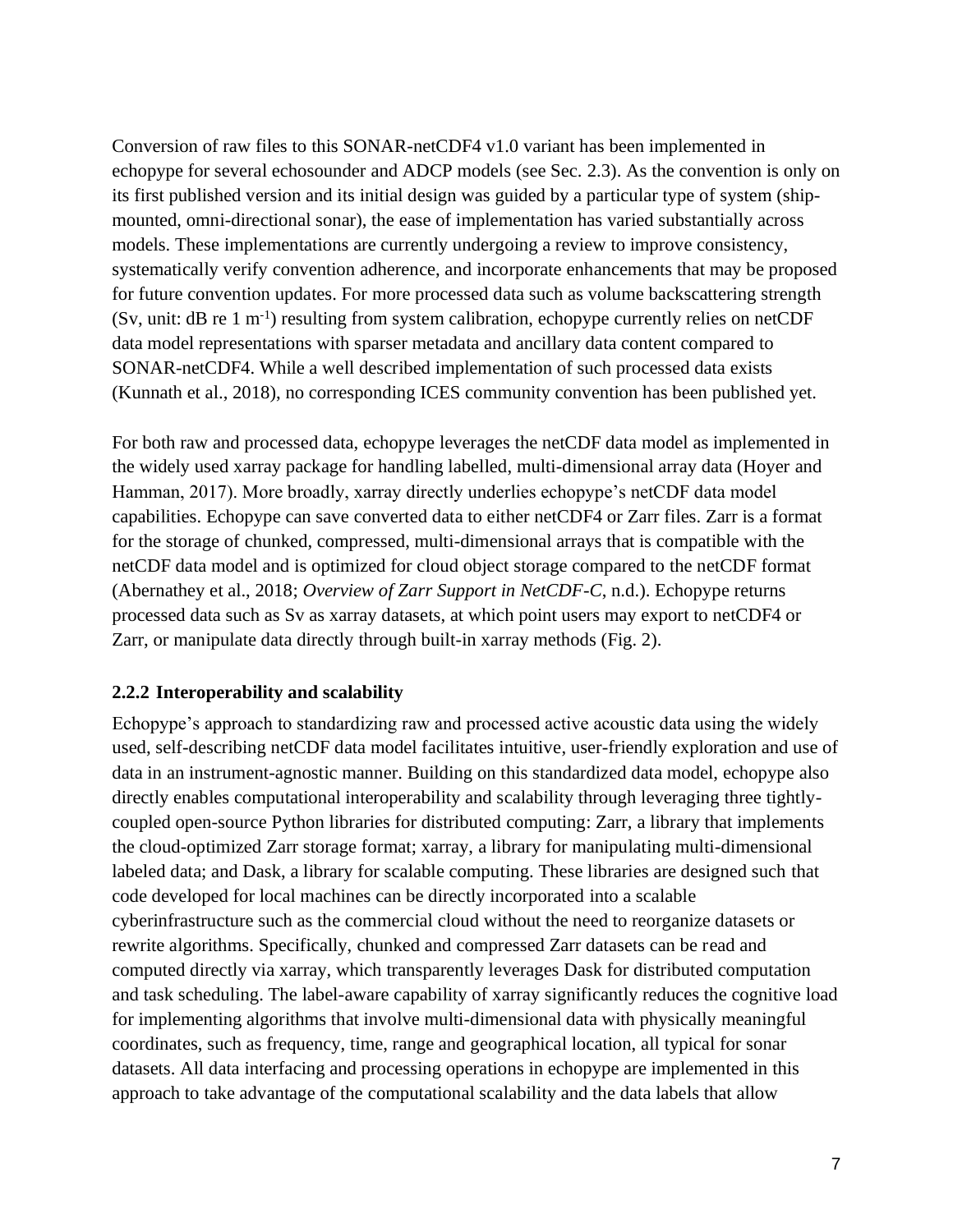Conversion of raw files to this SONAR-netCDF4 v1.0 variant has been implemented in echopype for several echosounder and ADCP models (see Sec. 2.3). As the convention is only on its first published version and its initial design was guided by a particular type of system (ship-mounted, omni-directional sonar), the ease of implementation has varied substantially across models. These implementations are currently undergoing a review to improve consistency, systematically verify convention adherence, and incorporate enhancements that may be proposed for future convention updates. For more processed data such as volume backscattering strength (Sv, unit: dB re 1 $m^{-1}$) resulting from system calibration, echopype currently relies on netCDF data model representations with sparser metadata and ancillary data content compared to SONAR-netCDF4. While a well described implementation of such processed data exists (Kunnath et al., 2018), no corresponding ICES community convention has been published yet.

For both raw and processed data, echopype leverages the netCDF data model as implemented in the widely used xarray package for handling labelled, multi-dimensional array data (Hoyer and Hamman, 2017). More broadly, xarray directly underlies echopype's netCDF data model capabilities. Echopype can save converted data to either netCDF4 or Zarr files. Zarr is a format for the storage of chunked, compressed, multi-dimensional arrays that is compatible with the netCDF data model and is optimized for cloud object storage compared to the netCDF format (Abernathey et al., 2018; *Overview of Zarr Support in NetCDF-C*, n.d.). Echopype returns processed data such as Sv as xarray datasets, at which point users may export to netCDF4 or Zarr, or manipulate data directly through built-in xarray methods (Fig. 2).

### 2.2.2 Interoperability and scalability

Echopype's approach to standardizing raw and processed active acoustic data using the widely used, self-describing netCDF data model facilitates intuitive, user-friendly exploration and use of data in an instrument-agnostic manner. Building on this standardized data model, echopype also directly enables computational interoperability and scalability through leveraging three tightly-coupled open-source Python libraries for distributed computing: Zarr, a library that implements the cloud-optimized Zarr storage format; xarray, a library for manipulating multi-dimensional labeled data; and Dask, a library for scalable computing. These libraries are designed such that code developed for local machines can be directly incorporated into a scalable cyberinfrastructure such as the commercial cloud without the need to reorganize datasets or rewrite algorithms. Specifically, chunked and compressed Zarr datasets can be read and computed directly via xarray, which transparently leverages Dask for distributed computation and task scheduling. The label-aware capability of xarray significantly reduces the cognitive load for implementing algorithms that involve multi-dimensional data with physically meaningful coordinates, such as frequency, time, range and geographical location, all typical for sonar datasets. All data interfacing and processing operations in echopype are implemented in this approach to take advantage of the computational scalability and the data labels that allow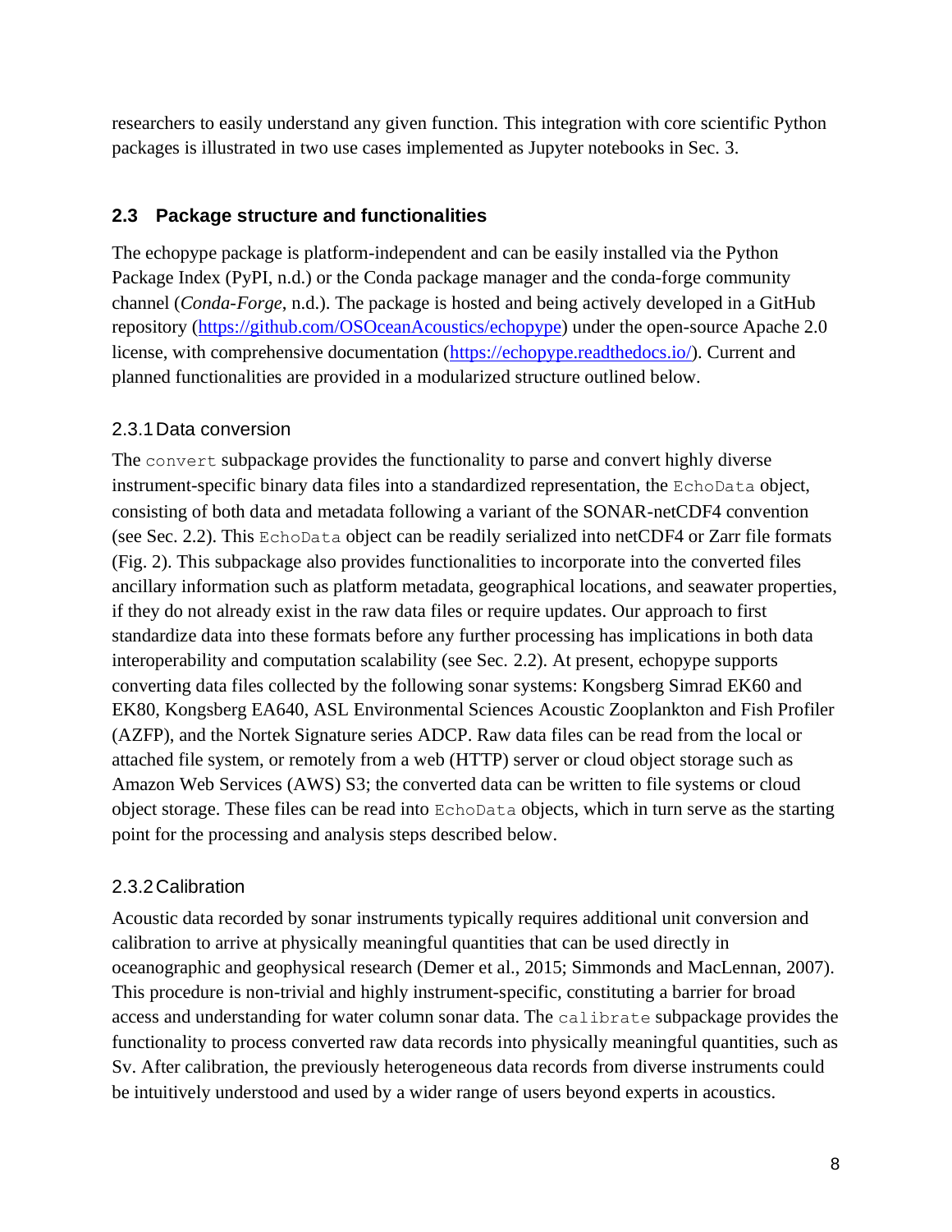researchers to easily understand any given function. This integration with core scientific Python packages is illustrated in two use cases implemented as Jupyter notebooks in Sec. 3.

## 2.3 Package structure and functionalities

The echopype package is platform-independent and can be easily installed via the Python Package Index (PyPI, n.d.) or the Conda package manager and the conda-forge community channel (*Conda-Forge*, n.d.). The package is hosted and being actively developed in a GitHub repository (https://github.com/OSOceanAcoustics/echopype) under the open-source Apache 2.0 license, with comprehensive documentation (https://echopype.readthedocs.io/). Current and planned functionalities are provided in a modularized structure outlined below.

### 2.3.1 Data conversion

The `convert` subpackage provides the functionality to parse and convert highly diverse instrument-specific binary data files into a standardized representation, the `EchoData` object, consisting of both data and metadata following a variant of the SONAR-netCDF4 convention (see Sec. 2.2). This `EchoData` object can be readily serialized into netCDF4 or Zarr file formats (Fig. 2). This subpackage also provides functionalities to incorporate into the converted files ancillary information such as platform metadata, geographical locations, and seawater properties, if they do not already exist in the raw data files or require updates. Our approach to first standardize data into these formats before any further processing has implications in both data interoperability and computation scalability (see Sec. 2.2). At present, echopype supports converting data files collected by the following sonar systems: Kongsberg Simrad EK60 and EK80, Kongsberg EA640, ASL Environmental Sciences Acoustic Zooplankton and Fish Profiler (AZFP), and the Nortek Signature series ADCP. Raw data files can be read from the local or attached file system, or remotely from a web (HTTP) server or cloud object storage such as Amazon Web Services (AWS) S3; the converted data can be written to file systems or cloud object storage. These files can be read into `EchoData` objects, which in turn serve as the starting point for the processing and analysis steps described below.

### 2.3.2 Calibration

Acoustic data recorded by sonar instruments typically requires additional unit conversion and calibration to arrive at physically meaningful quantities that can be used directly in oceanographic and geophysical research (Demer et al., 2015; Simmonds and MacLennan, 2007). This procedure is non-trivial and highly instrument-specific, constituting a barrier for broad access and understanding for water column sonar data. The `calibrate` subpackage provides the functionality to process converted raw data records into physically meaningful quantities, such as Sv. After calibration, the previously heterogeneous data records from diverse instruments could be intuitively understood and used by a wider range of users beyond experts in acoustics.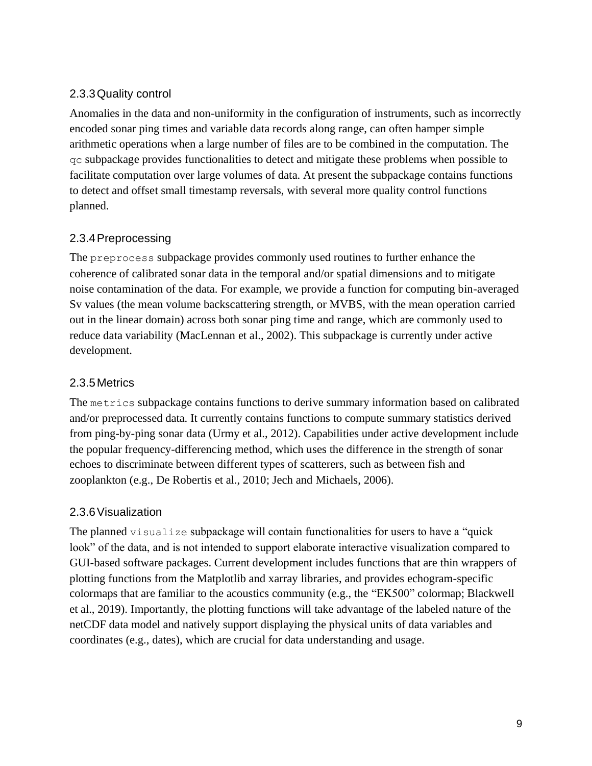### 2.3.3 Quality control

Anomalies in the data and non-uniformity in the configuration of instruments, such as incorrectly encoded sonar ping times and variable data records along range, can often hamper simple arithmetic operations when a large number of files are to be combined in the computation. The `qc` subpackage provides functionalities to detect and mitigate these problems when possible to facilitate computation over large volumes of data. At present the subpackage contains functions to detect and offset small timestamp reversals, with several more quality control functions planned.

### 2.3.4 Preprocessing

The `preprocess` subpackage provides commonly used routines to further enhance the coherence of calibrated sonar data in the temporal and/or spatial dimensions and to mitigate noise contamination of the data. For example, we provide a function for computing bin-averaged Sv values (the mean volume backscattering strength, or MVBS, with the mean operation carried out in the linear domain) across both sonar ping time and range, which are commonly used to reduce data variability (MacLennan et al., 2002). This subpackage is currently under active development.

### 2.3.5 Metrics

The `metrics` subpackage contains functions to derive summary information based on calibrated and/or preprocessed data. It currently contains functions to compute summary statistics derived from ping-by-ping sonar data (Urmy et al., 2012). Capabilities under active development include the popular frequency-differencing method, which uses the difference in the strength of sonar echoes to discriminate between different types of scatterers, such as between fish and zooplankton (e.g., De Robertis et al., 2010; Jech and Michaels, 2006).

### 2.3.6 Visualization

The planned `visualize` subpackage will contain functionalities for users to have a "quick look" of the data, and is not intended to support elaborate interactive visualization compared to GUI-based software packages. Current development includes functions that are thin wrappers of plotting functions from the Matplotlib and xarray libraries, and provides echogram-specific colormaps that are familiar to the acoustics community (e.g., the "EK500" colormap; Blackwell et al., 2019). Importantly, the plotting functions will take advantage of the labeled nature of the netCDF data model and natively support displaying the physical units of data variables and coordinates (e.g., dates), which are crucial for data understanding and usage.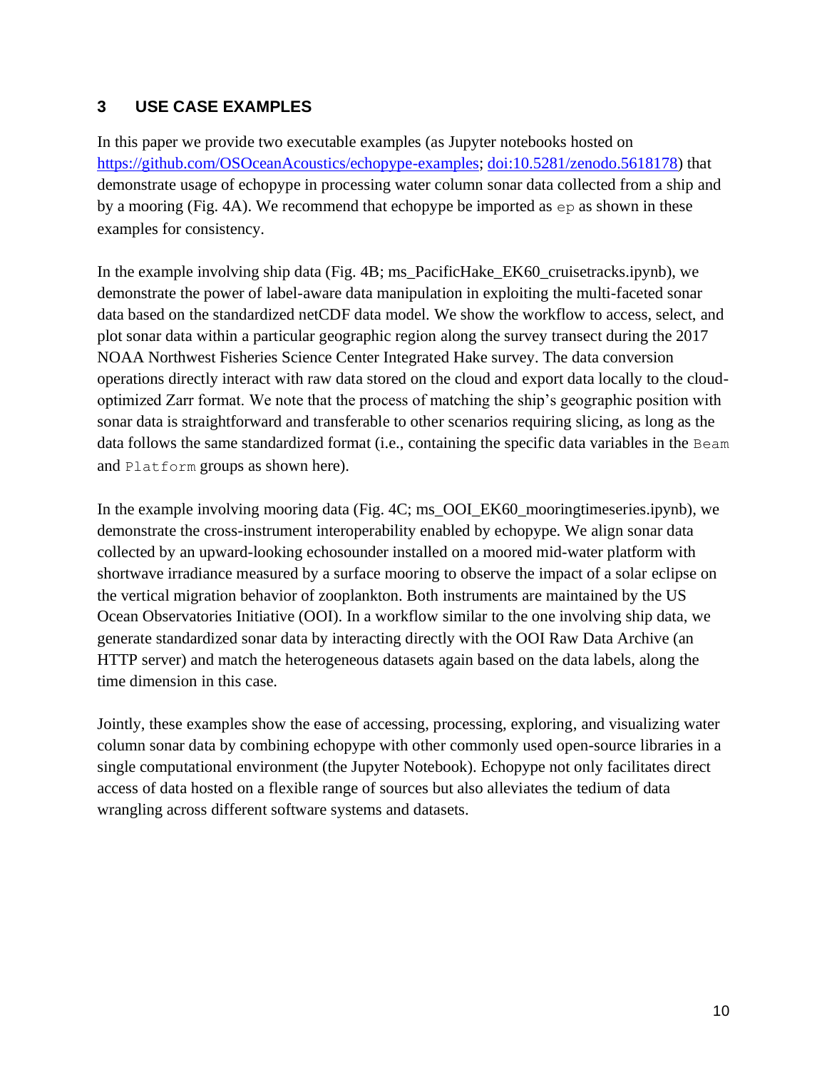## 3 USE CASE EXAMPLES

In this paper we provide two executable examples (as Jupyter notebooks hosted on https://github.com/OSOceanAcoustics/echopype-examples; doi:10.5281/zenodo.5618178) that demonstrate usage of echopype in processing water column sonar data collected from a ship and by a mooring (Fig. 4A). We recommend that echopype be imported as `ep` as shown in these examples for consistency.

In the example involving ship data (Fig. 4B; ms_PacificHake_EK60_cruisetracks.ipynb), we demonstrate the power of label-aware data manipulation in exploiting the multi-faceted sonar data based on the standardized netCDF data model. We show the workflow to access, select, and plot sonar data within a particular geographic region along the survey transect during the 2017 NOAA Northwest Fisheries Science Center Integrated Hake survey. The data conversion operations directly interact with raw data stored on the cloud and export data locally to the cloud-optimized Zarr format. We note that the process of matching the ship's geographic position with sonar data is straightforward and transferable to other scenarios requiring slicing, as long as the data follows the same standardized format (i.e., containing the specific data variables in the `Beam` and `Platform` groups as shown here).

In the example involving mooring data (Fig. 4C; ms_OOI_EK60_mooringtimeseries.ipynb), we demonstrate the cross-instrument interoperability enabled by echopype. We align sonar data collected by an upward-looking echosounder installed on a moored mid-water platform with shortwave irradiance measured by a surface mooring to observe the impact of a solar eclipse on the vertical migration behavior of zooplankton. Both instruments are maintained by the US Ocean Observatories Initiative (OOI). In a workflow similar to the one involving ship data, we generate standardized sonar data by interacting directly with the OOI Raw Data Archive (an HTTP server) and match the heterogeneous datasets again based on the data labels, along the time dimension in this case.

Jointly, these examples show the ease of accessing, processing, exploring, and visualizing water column sonar data by combining echopype with other commonly used open-source libraries in a single computational environment (the Jupyter Notebook). Echopype not only facilitates direct access of data hosted on a flexible range of sources but also alleviates the tedium of data wrangling across different software systems and datasets.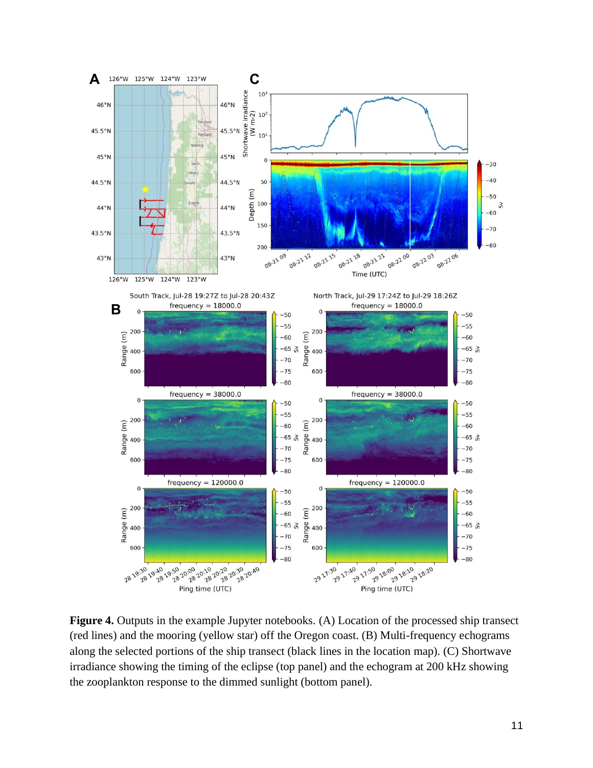**Figure 4.** Outputs in the example Jupyter notebooks. (A) Location of the processed ship transect (red lines) and the mooring (yellow star) off the Oregon coast. (B) Multi-frequency echograms along the selected portions of the ship transect (black lines in the location map). (C) Shortwave irradiance showing the timing of the eclipse (top panel) and the echogram at 200 kHz showing the zooplankton response to the dimmed sunlight (bottom panel).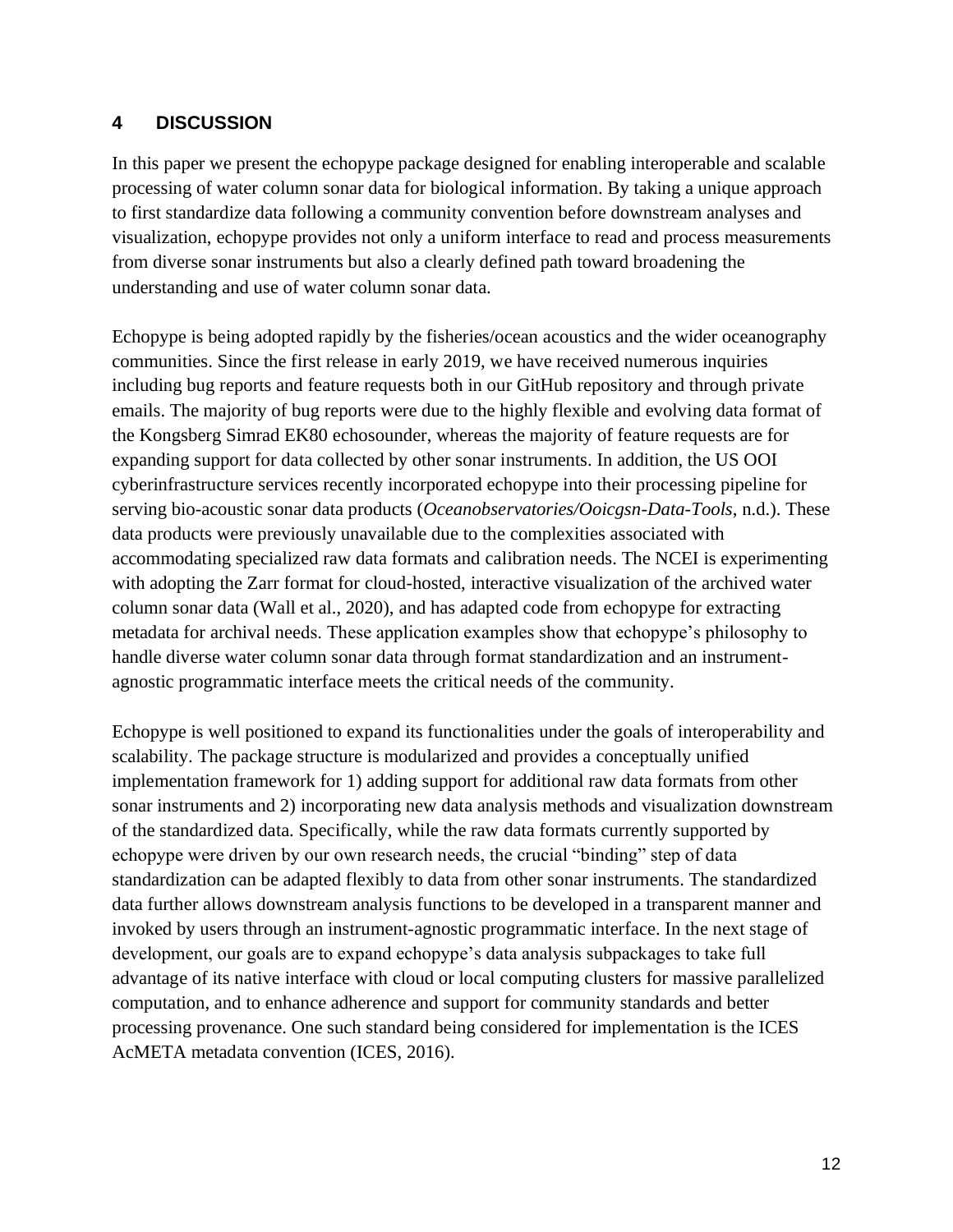## 4 DISCUSSION

In this paper we present the echopype package designed for enabling interoperable and scalable processing of water column sonar data for biological information. By taking a unique approach to first standardize data following a community convention before downstream analyses and visualization, echopype provides not only a uniform interface to read and process measurements from diverse sonar instruments but also a clearly defined path toward broadening the understanding and use of water column sonar data.

Echopype is being adopted rapidly by the fisheries/ocean acoustics and the wider oceanography communities. Since the first release in early 2019, we have received numerous inquiries including bug reports and feature requests both in our GitHub repository and through private emails. The majority of bug reports were due to the highly flexible and evolving data format of the Kongsberg Simrad EK80 echosounder, whereas the majority of feature requests are for expanding support for data collected by other sonar instruments. In addition, the US OOI cyberinfrastructure services recently incorporated echopype into their processing pipeline for serving bio-acoustic sonar data products (*Oceanobservatories/Ooicgsn-Data-Tools*, n.d.). These data products were previously unavailable due to the complexities associated with accommodating specialized raw data formats and calibration needs. The NCEI is experimenting with adopting the Zarr format for cloud-hosted, interactive visualization of the archived water column sonar data (Wall et al., 2020), and has adapted code from echopype for extracting metadata for archival needs. These application examples show that echopype's philosophy to handle diverse water column sonar data through format standardization and an instrument-agnostic programmatic interface meets the critical needs of the community.

Echopype is well positioned to expand its functionalities under the goals of interoperability and scalability. The package structure is modularized and provides a conceptually unified implementation framework for 1) adding support for additional raw data formats from other sonar instruments and 2) incorporating new data analysis methods and visualization downstream of the standardized data. Specifically, while the raw data formats currently supported by echopype were driven by our own research needs, the crucial "binding" step of data standardization can be adapted flexibly to data from other sonar instruments. The standardized data further allows downstream analysis functions to be developed in a transparent manner and invoked by users through an instrument-agnostic programmatic interface. In the next stage of development, our goals are to expand echopype's data analysis subpackages to take full advantage of its native interface with cloud or local computing clusters for massive parallelized computation, and to enhance adherence and support for community standards and better processing provenance. One such standard being considered for implementation is the ICES AcMETA metadata convention (ICES, 2016).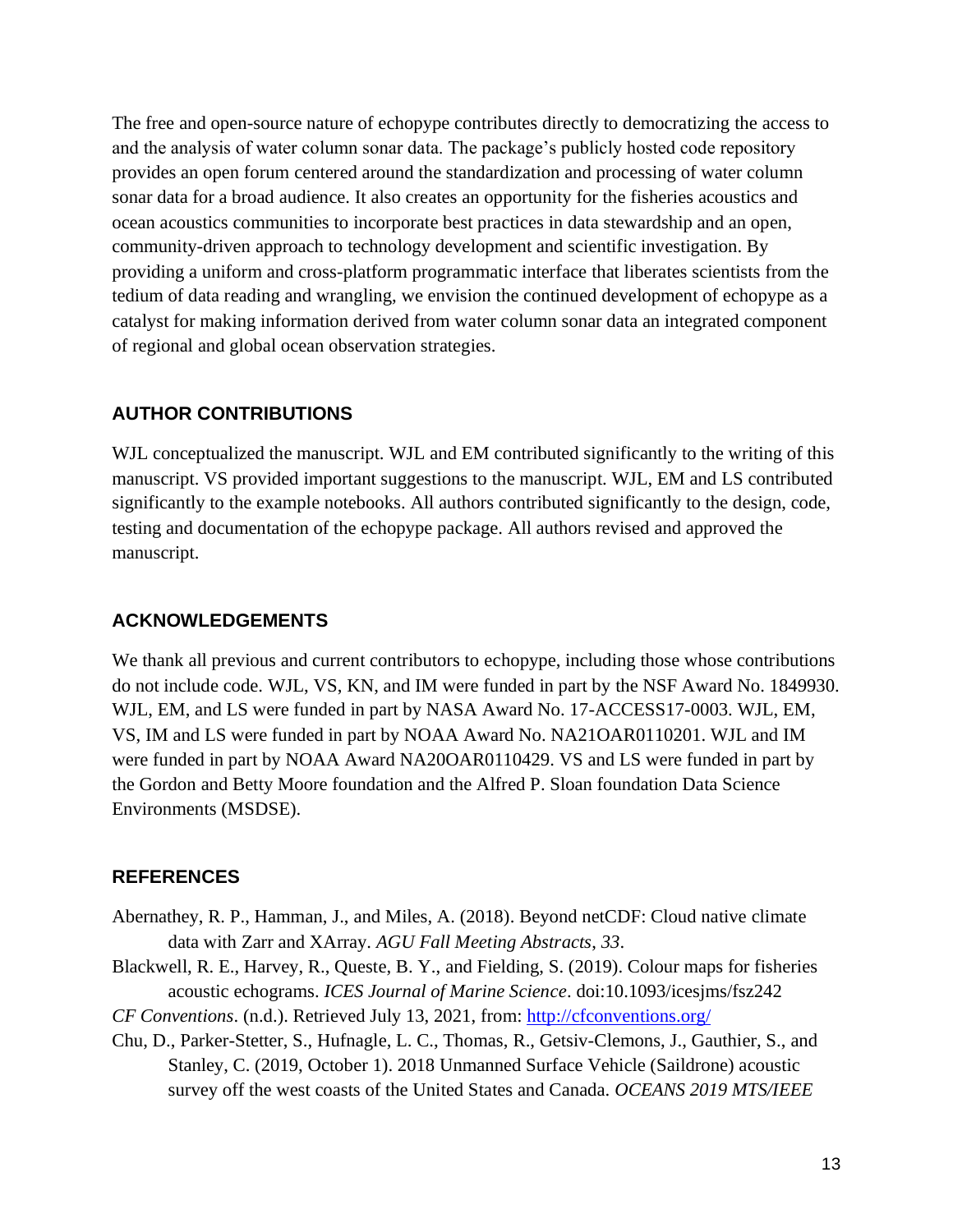The free and open-source nature of echopype contributes directly to democratizing the access to and the analysis of water column sonar data. The package's publicly hosted code repository provides an open forum centered around the standardization and processing of water column sonar data for a broad audience. It also creates an opportunity for the fisheries acoustics and ocean acoustics communities to incorporate best practices in data stewardship and an open, community-driven approach to technology development and scientific investigation. By providing a uniform and cross-platform programmatic interface that liberates scientists from the tedium of data reading and wrangling, we envision the continued development of echopype as a catalyst for making information derived from water column sonar data an integrated component of regional and global ocean observation strategies.

## AUTHOR CONTRIBUTIONS

WJL conceptualized the manuscript. WJL and EM contributed significantly to the writing of this manuscript. VS provided important suggestions to the manuscript. WJL, EM and LS contributed significantly to the example notebooks. All authors contributed significantly to the design, code, testing and documentation of the echopype package. All authors revised and approved the manuscript.

## ACKNOWLEDGEMENTS

We thank all previous and current contributors to echopype, including those whose contributions do not include code. WJL, VS, KN, and IM were funded in part by the NSF Award No. 1849930. WJL, EM, and LS were funded in part by NASA Award No. 17-ACCESS17-0003. WJL, EM, VS, IM and LS were funded in part by NOAA Award No. NA21OAR0110201. WJL and IM were funded in part by NOAA Award NA20OAR0110429. VS and LS were funded in part by the Gordon and Betty Moore foundation and the Alfred P. Sloan foundation Data Science Environments (MSDSE).

## REFERENCES

Abernathey, R. P., Hamman, J., and Miles, A. (2018). Beyond netCDF: Cloud native climate data with Zarr and XArray. *AGU Fall Meeting Abstracts*, *33*.

Blackwell, R. E., Harvey, R., Queste, B. Y., and Fielding, S. (2019). Colour maps for fisheries acoustic echograms. *ICES Journal of Marine Science*. doi:10.1093/icesjms/fsz242

*CF Conventions*. (n.d.). Retrieved July 13, 2021, from: http://cfconventions.org/

Chu, D., Parker-Stetter, S., Hufnagle, L. C., Thomas, R., Getsiv-Clemons, J., Gauthier, S., and Stanley, C. (2019, October 1). 2018 Unmanned Surface Vehicle (Saildrone) acoustic survey off the west coasts of the United States and Canada. *OCEANS 2019 MTS/IEEE*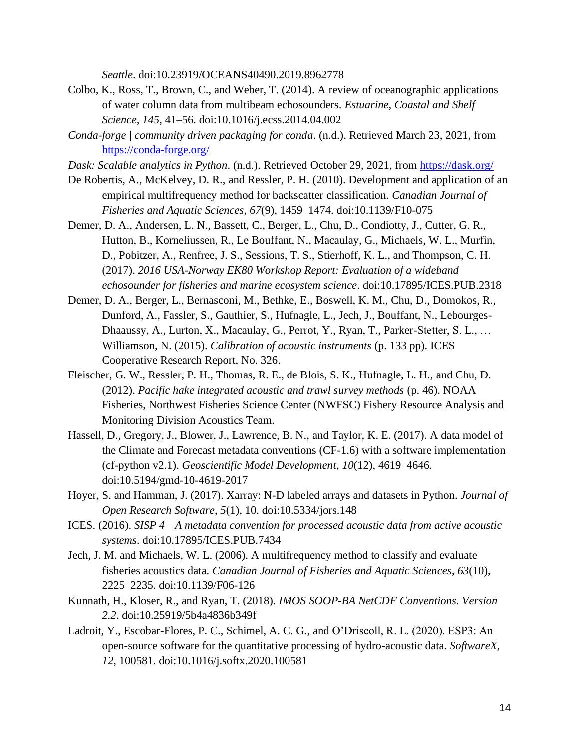*Seattle*. doi:10.23919/OCEANS40490.2019.8962778

Colbo, K., Ross, T., Brown, C., and Weber, T. (2014). A review of oceanographic applications of water column data from multibeam echosounders. *Estuarine, Coastal and Shelf Science*, *145*, 41–56. doi:10.1016/j.ecss.2014.04.002

*Conda-forge | community driven packaging for conda*. (n.d.). Retrieved March 23, 2021, from https://conda-forge.org/

*Dask: Scalable analytics in Python*. (n.d.). Retrieved October 29, 2021, from https://dask.org/

De Robertis, A., McKelvey, D. R., and Ressler, P. H. (2010). Development and application of an empirical multifrequency method for backscatter classification. *Canadian Journal of Fisheries and Aquatic Sciences*, *67*(9), 1459–1474. doi:10.1139/F10-075

Demer, D. A., Andersen, L. N., Bassett, C., Berger, L., Chu, D., Condiotty, J., Cutter, G. R., Hutton, B., Korneliussen, R., Le Bouffant, N., Macaulay, G., Michaels, W. L., Murfin, D., Pobitzer, A., Renfree, J. S., Sessions, T. S., Stierhoff, K. L., and Thompson, C. H. (2017). *2016 USA-Norway EK80 Workshop Report: Evaluation of a wideband echosounder for fisheries and marine ecosystem science*. doi:10.17895/ICES.PUB.2318

Demer, D. A., Berger, L., Bernasconi, M., Bethke, E., Boswell, K. M., Chu, D., Domokos, R., Dunford, A., Fassler, S., Gauthier, S., Hufnagle, L., Jech, J., Bouffant, N., Lebourges-Dhaaussy, A., Lurton, X., Macaulay, G., Perrot, Y., Ryan, T., Parker-Stetter, S. L., … Williamson, N. (2015). *Calibration of acoustic instruments* (p. 133 pp). ICES Cooperative Research Report, No. 326.

Fleischer, G. W., Ressler, P. H., Thomas, R. E., de Blois, S. K., Hufnagle, L. H., and Chu, D. (2012). *Pacific hake integrated acoustic and trawl survey methods* (p. 46). NOAA Fisheries, Northwest Fisheries Science Center (NWFSC) Fishery Resource Analysis and Monitoring Division Acoustics Team.

Hassell, D., Gregory, J., Blower, J., Lawrence, B. N., and Taylor, K. E. (2017). A data model of the Climate and Forecast metadata conventions (CF-1.6) with a software implementation (cf-python v2.1). *Geoscientific Model Development*, *10*(12), 4619–4646. doi:10.5194/gmd-10-4619-2017

Hoyer, S. and Hamman, J. (2017). Xarray: N-D labeled arrays and datasets in Python. *Journal of Open Research Software*, *5*(1), 10. doi:10.5334/jors.148

ICES. (2016). *SISP 4—A metadata convention for processed acoustic data from active acoustic systems*. doi:10.17895/ICES.PUB.7434

Jech, J. M. and Michaels, W. L. (2006). A multifrequency method to classify and evaluate fisheries acoustics data. *Canadian Journal of Fisheries and Aquatic Sciences*, *63*(10), 2225–2235. doi:10.1139/F06-126

Kunnath, H., Kloser, R., and Ryan, T. (2018). *IMOS SOOP-BA NetCDF Conventions. Version 2.2*. doi:10.25919/5b4a4836b349f

Ladroit, Y., Escobar-Flores, P. C., Schimel, A. C. G., and O'Driscoll, R. L. (2020). ESP3: An open-source software for the quantitative processing of hydro-acoustic data. *SoftwareX*, *12*, 100581. doi:10.1016/j.softx.2020.100581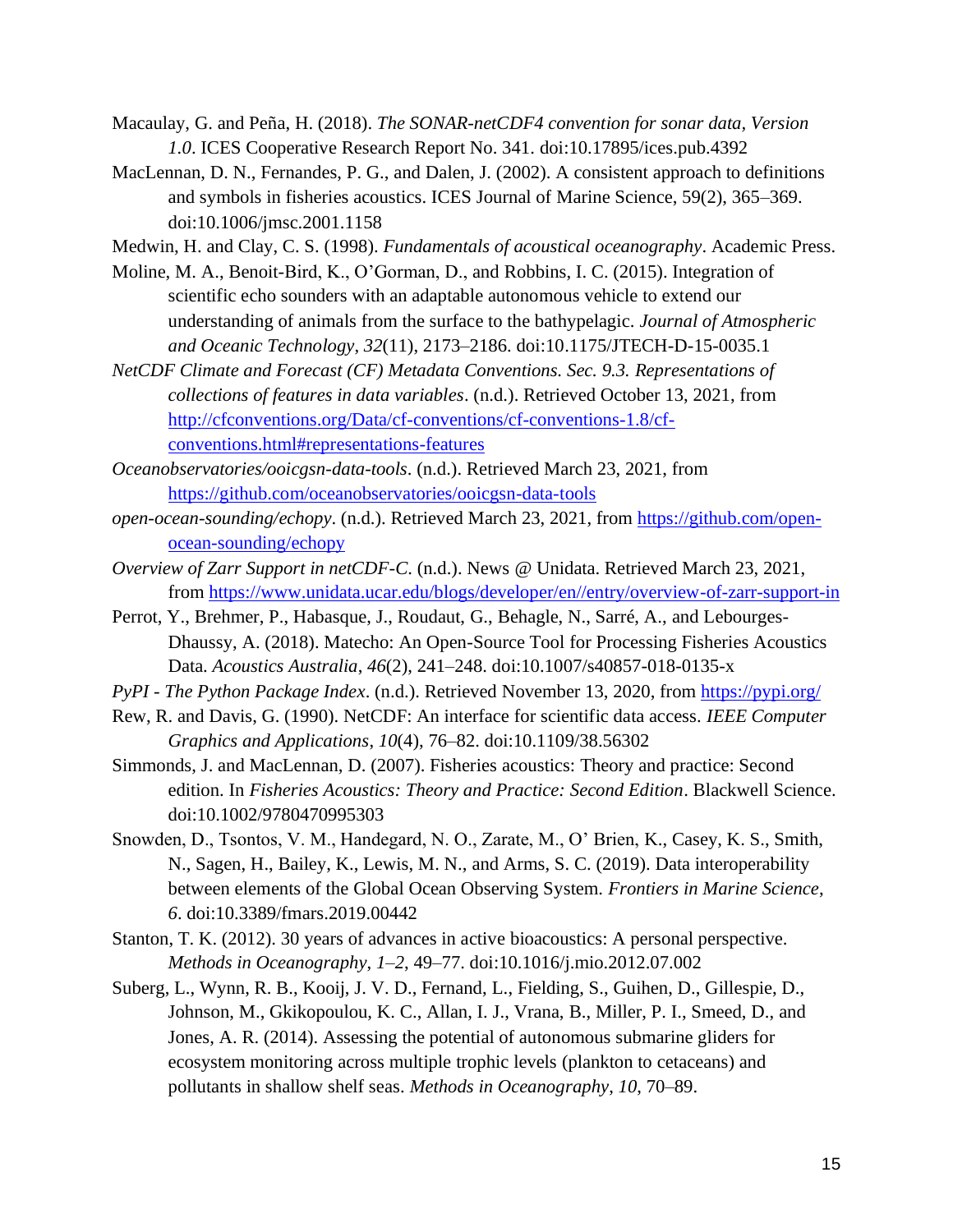Macaulay, G. and Peña, H. (2018). *The SONAR-netCDF4 convention for sonar data, Version 1.0*. ICES Cooperative Research Report No. 341. doi:10.17895/ices.pub.4392

MacLennan, D. N., Fernandes, P. G., and Dalen, J. (2002). A consistent approach to definitions and symbols in fisheries acoustics. ICES Journal of Marine Science, 59(2), 365–369. doi:10.1006/jmsc.2001.1158

Medwin, H. and Clay, C. S. (1998). *Fundamentals of acoustical oceanography*. Academic Press.

Moline, M. A., Benoit-Bird, K., O'Gorman, D., and Robbins, I. C. (2015). Integration of scientific echo sounders with an adaptable autonomous vehicle to extend our understanding of animals from the surface to the bathypelagic. *Journal of Atmospheric and Oceanic Technology*, *32*(11), 2173–2186. doi:10.1175/JTECH-D-15-0035.1

*NetCDF Climate and Forecast (CF) Metadata Conventions. Sec. 9.3. Representations of collections of features in data variables*. (n.d.). Retrieved October 13, 2021, from [http://cfconventions.org/Data/cf-conventions/cf-conventions-1.8/cf-conventions.html#representations-features](http://cfconventions.org/Data/cf-conventions/cf-conventions-1.8/cf-conventions.html#representations-features)

*Oceanobservatories/ooicgsn-data-tools*. (n.d.). Retrieved March 23, 2021, from [https://github.com/oceanobservatories/ooicgsn-data-tools](https://github.com/oceanobservatories/ooicgsn-data-tools)

*open-ocean-sounding/echopy*. (n.d.). Retrieved March 23, 2021, from [https://github.com/open-ocean-sounding/echopy](https://github.com/open-ocean-sounding/echopy)

*Overview of Zarr Support in netCDF-C*. (n.d.). News @ Unidata. Retrieved March 23, 2021, from [https://www.unidata.ucar.edu/blogs/developer/en//entry/overview-of-zarr-support-in](https://www.unidata.ucar.edu/blogs/developer/en//entry/overview-of-zarr-support-in)

Perrot, Y., Brehmer, P., Habasque, J., Roudaut, G., Behagle, N., Sarré, A., and Lebourges-Dhaussy, A. (2018). Matecho: An Open-Source Tool for Processing Fisheries Acoustics Data. *Acoustics Australia*, *46*(2), 241–248. doi:10.1007/s40857-018-0135-x

*PyPI - The Python Package Index*. (n.d.). Retrieved November 13, 2020, from [https://pypi.org/](https://pypi.org/)

Rew, R. and Davis, G. (1990). NetCDF: An interface for scientific data access. *IEEE Computer Graphics and Applications*, *10*(4), 76–82. doi:10.1109/38.56302

Simmonds, J. and MacLennan, D. (2007). Fisheries acoustics: Theory and practice: Second edition. In *Fisheries Acoustics: Theory and Practice: Second Edition*. Blackwell Science. doi:10.1002/9780470995303

Snowden, D., Tsontos, V. M., Handegard, N. O., Zarate, M., O' Brien, K., Casey, K. S., Smith, N., Sagen, H., Bailey, K., Lewis, M. N., and Arms, S. C. (2019). Data interoperability between elements of the Global Ocean Observing System. *Frontiers in Marine Science*, *6*. doi:10.3389/fmars.2019.00442

Stanton, T. K. (2012). 30 years of advances in active bioacoustics: A personal perspective. *Methods in Oceanography*, *1–2*, 49–77. doi:10.1016/j.mio.2012.07.002

Suberg, L., Wynn, R. B., Kooij, J. V. D., Fernand, L., Fielding, S., Guihen, D., Gillespie, D., Johnson, M., Gkikopoulou, K. C., Allan, I. J., Vrana, B., Miller, P. I., Smeed, D., and Jones, A. R. (2014). Assessing the potential of autonomous submarine gliders for ecosystem monitoring across multiple trophic levels (plankton to cetaceans) and pollutants in shallow shelf seas. *Methods in Oceanography*, *10*, 70–89.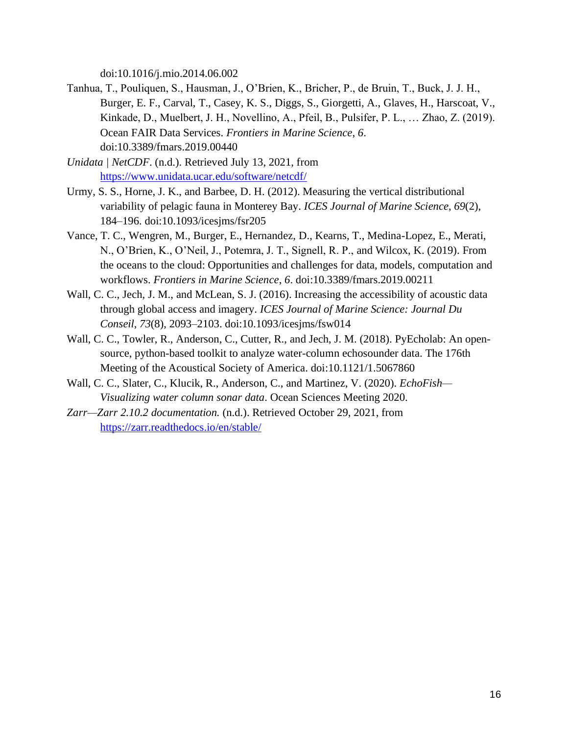doi:10.1016/j.mio.2014.06.002

Tanhua, T., Pouliquen, S., Hausman, J., O'Brien, K., Bricher, P., de Bruin, T., Buck, J. J. H., Burger, E. F., Carval, T., Casey, K. S., Diggs, S., Giorgetti, A., Glaves, H., Harscoat, V., Kinkade, D., Muelbert, J. H., Novellino, A., Pfeil, B., Pulsifer, P. L., … Zhao, Z. (2019). Ocean FAIR Data Services. *Frontiers in Marine Science*, *6*. doi:10.3389/fmars.2019.00440

*Unidata | NetCDF*. (n.d.). Retrieved July 13, 2021, from https://www.unidata.ucar.edu/software/netcdf/

Urmy, S. S., Horne, J. K., and Barbee, D. H. (2012). Measuring the vertical distributional variability of pelagic fauna in Monterey Bay. *ICES Journal of Marine Science*, *69*(2), 184–196. doi:10.1093/icesjms/fsr205

Vance, T. C., Wengren, M., Burger, E., Hernandez, D., Kearns, T., Medina-Lopez, E., Merati, N., O'Brien, K., O'Neil, J., Potemra, J. T., Signell, R. P., and Wilcox, K. (2019). From the oceans to the cloud: Opportunities and challenges for data, models, computation and workflows. *Frontiers in Marine Science*, *6*. doi:10.3389/fmars.2019.00211

Wall, C. C., Jech, J. M., and McLean, S. J. (2016). Increasing the accessibility of acoustic data through global access and imagery. *ICES Journal of Marine Science: Journal Du Conseil*, *73*(8), 2093–2103. doi:10.1093/icesjms/fsw014

Wall, C. C., Towler, R., Anderson, C., Cutter, R., and Jech, J. M. (2018). PyEcholab: An open-source, python-based toolkit to analyze water-column echosounder data. The 176th Meeting of the Acoustical Society of America. doi:10.1121/1.5067860

Wall, C. C., Slater, C., Klucik, R., Anderson, C., and Martinez, V. (2020). *EchoFish—Visualizing water column sonar data*. Ocean Sciences Meeting 2020.

*Zarr—Zarr 2.10.2 documentation.* (n.d.). Retrieved October 29, 2021, from https://zarr.readthedocs.io/en/stable/